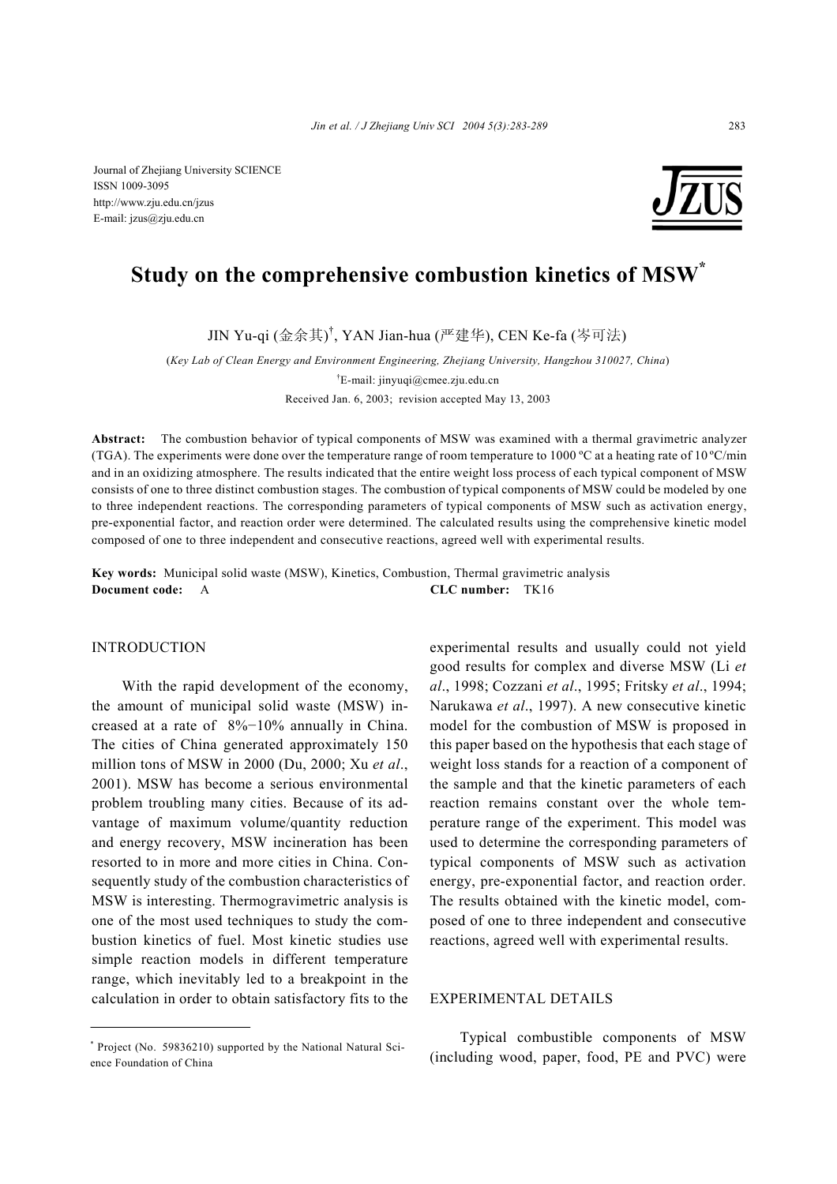Journal of Zhejiang University SCIENCE
ISSN 1009-3095
http://www.zju.edu.cn/jzus
E-mail: jzus@zju.edu.cn

# Study on the comprehensive combustion kinetics of MSW*

JIN Yu-qi (金余其)[†], YAN Jian-hua (严建华), CEN Ke-fa (岑可法)

(*Key Lab of Clean Energy and Environment Engineering, Zhejiang University, Hangzhou 310027, China*)

[†]E-mail: jinyuqi@cmee.zju.edu.cn

Received Jan. 6, 2003; revision accepted May 13, 2003

**Abstract:** The combustion behavior of typical components of MSW was examined with a thermal gravimetric analyzer (TGA). The experiments were done over the temperature range of room temperature to 1000 ºC at a heating rate of 10 ºC/min and in an oxidizing atmosphere. The results indicated that the entire weight loss process of each typical component of MSW consists of one to three distinct combustion stages. The combustion of typical components of MSW could be modeled by one to three independent reactions. The corresponding parameters of typical components of MSW such as activation energy, pre-exponential factor, and reaction order were determined. The calculated results using the comprehensive kinetic model composed of one to three independent and consecutive reactions, agreed well with experimental results.

**Key words:** Municipal solid waste (MSW), Kinetics, Combustion, Thermal gravimetric analysis
**Document code:** A **CLC number:** TK16

## INTRODUCTION

With the rapid development of the economy, the amount of municipal solid waste (MSW) increased at a rate of 8%−10% annually in China. The cities of China generated approximately 150 million tons of MSW in 2000 (Du, 2000; Xu *et al*., 2001). MSW has become a serious environmental problem troubling many cities. Because of its advantage of maximum volume/quantity reduction and energy recovery, MSW incineration has been resorted to in more and more cities in China. Consequently study of the combustion characteristics of MSW is interesting. Thermogravimetric analysis is one of the most used techniques to study the combustion kinetics of fuel. Most kinetic studies use simple reaction models in different temperature range, which inevitably led to a breakpoint in the calculation in order to obtain satisfactory fits to the experimental results and usually could not yield good results for complex and diverse MSW (Li *et al*., 1998; Cozzani *et al*., 1995; Fritsky *et al*., 1994; Narukawa *et al*., 1997). A new consecutive kinetic model for the combustion of MSW is proposed in this paper based on the hypothesis that each stage of weight loss stands for a reaction of a component of the sample and that the kinetic parameters of each reaction remains constant over the whole temperature range of the experiment. This model was used to determine the corresponding parameters of typical components of MSW such as activation energy, pre-exponential factor, and reaction order. The results obtained with the kinetic model, composed of one to three independent and consecutive reactions, agreed well with experimental results.

## EXPERIMENTAL DETAILS

Typical combustible components of MSW (including wood, paper, food, PE and PVC) were

* Project (No. 59836210) supported by the National Natural Science Foundation of China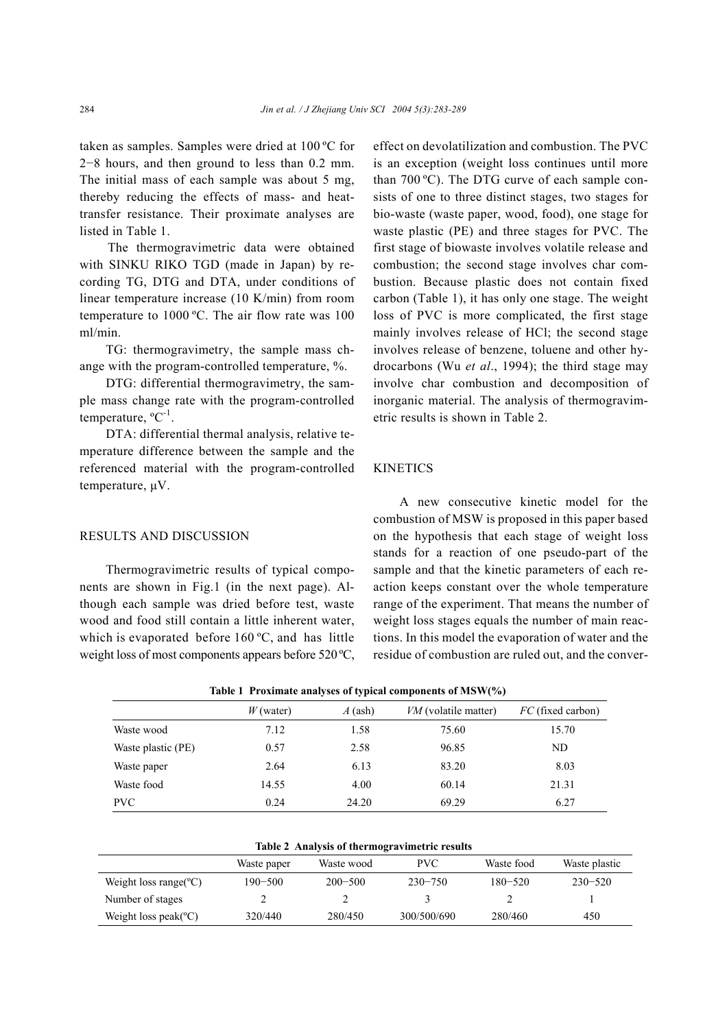taken as samples. Samples were dried at 100 ºC for 2−8 hours, and then ground to less than 0.2 mm. The initial mass of each sample was about 5 mg, thereby reducing the effects of mass- and heat-transfer resistance. Their proximate analyses are listed in Table 1.

The thermogravimetric data were obtained with SINKU RIKO TGD (made in Japan) by recording TG, DTG and DTA, under conditions of linear temperature increase (10 K/min) from room temperature to 1000 ºC. The air flow rate was 100 ml/min.

TG: thermogravimetry, the sample mass change with the program-controlled temperature, %.

DTG: differential thermogravimetry, the sample mass change rate with the program-controlled temperature, $^{o}C^{-1}$.

DTA: differential thermal analysis, relative temperature difference between the sample and the referenced material with the program-controlled temperature, μV.

## RESULTS AND DISCUSSION

Thermogravimetric results of typical components are shown in Fig.1 (in the next page). Although each sample was dried before test, waste wood and food still contain a little inherent water, which is evaporated before 160 ºC, and has little weight loss of most components appears before 520 ºC, effect on devolatilization and combustion. The PVC is an exception (weight loss continues until more than 700 ºC). The DTG curve of each sample consists of one to three distinct stages, two stages for bio-waste (waste paper, wood, food), one stage for waste plastic (PE) and three stages for PVC. The first stage of biowaste involves volatile release and combustion; the second stage involves char combustion. Because plastic does not contain fixed carbon (Table 1), it has only one stage. The weight loss of PVC is more complicated, the first stage mainly involves release of HCl; the second stage involves release of benzene, toluene and other hydrocarbons (Wu *et al*., 1994); the third stage may involve char combustion and decomposition of inorganic material. The analysis of thermogravimetric results is shown in Table 2.

## KINETICS

A new consecutive kinetic model for the combustion of MSW is proposed in this paper based on the hypothesis that each stage of weight loss stands for a reaction of one pseudo-part of the sample and that the kinetic parameters of each reaction keeps constant over the whole temperature range of the experiment. That means the number of weight loss stages equals the number of main reactions. In this model the evaporation of water and the residue of combustion are ruled out, and the conver-

**Table 1 Proximate analyses of typical components of MSW(%)**

| | *W* (water) | *A* (ash) | *VM* (volatile matter) | *FC* (fixed carbon) |
|---|---|---|---|---|
| Waste wood | 7.12 | 1.58 | 75.60 | 15.70 |
| Waste plastic (PE) | 0.57 | 2.58 | 96.85 | ND |
| Waste paper | 2.64 | 6.13 | 83.20 | 8.03 |
| Waste food | 14.55 | 4.00 | 60.14 | 21.31 |
| PVC | 0.24 | 24.20 | 69.29 | 6.27 |

**Table 2 Analysis of thermogravimetric results**

| | Waste paper | Waste wood | PVC | Waste food | Waste plastic |
|---|---|---|---|---|---|
| Weight loss range(ºC) | 190−500 | 200−500 | 230−750 | 180−520 | 230−520 |
| Number of stages | 2 | 2 | 3 | 2 | 1 |
| Weight loss peak(ºC) | 320/440 | 280/450 | 300/500/690 | 280/460 | 450 |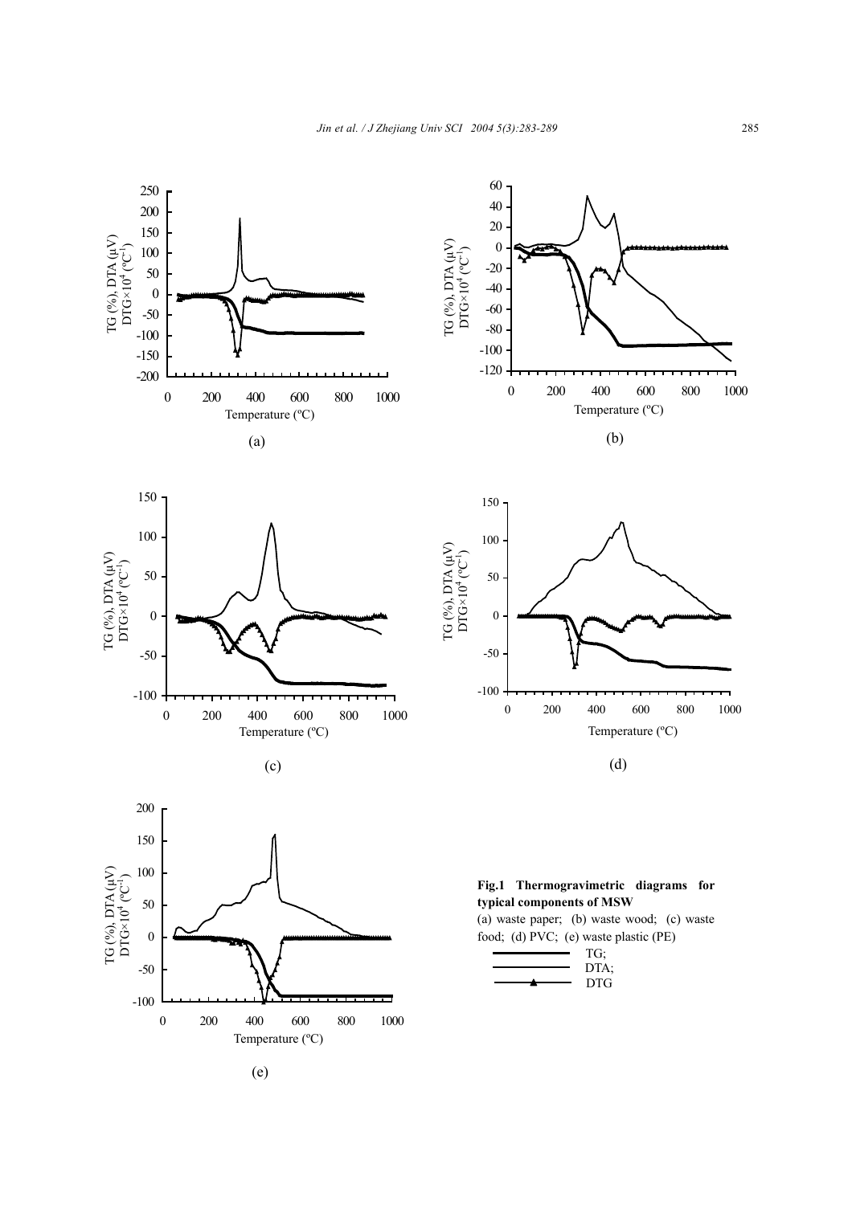(a)

TG (%), DTA (μV)
DTG×10$^4$ (°C$^{-1}$)

250
200
150
100
50
0
-50
-100
-150
-200

0 200 400 600 800 1000
Temperature (°C)

(b)

TG (%), DTA (μV)
DTG×10$^4$ (°C$^{-1}$)

60
40
20
0
-20
-40
-60
-80
-100
-120

0 200 400 600 800 1000
Temperature (°C)

(c)

TG (%), DTA (μV)
DTG×10$^4$ (°C$^{-1}$)

150
100
50
0
-50
-100

0 200 400 600 800 1000
Temperature (°C)

(d)

TG (%), DTA (μV)
DTG×10$^4$ (°C$^{-1}$)

150
100
50
0
-50
-100

0 200 400 600 800 1000
Temperature (°C)

(e)

TG (%), DTA (μV)
DTG×10$^4$ (°C$^{-1}$)

200
150
100
50
0
-50
-100

0 200 400 600 800 1000
Temperature (°C)

**Fig.1 Thermogravimetric diagrams for typical components of MSW**

(a) waste paper; (b) waste wood; (c) waste food; (d) PVC; (e) waste plastic (PE)

TG;
DTA;
DTG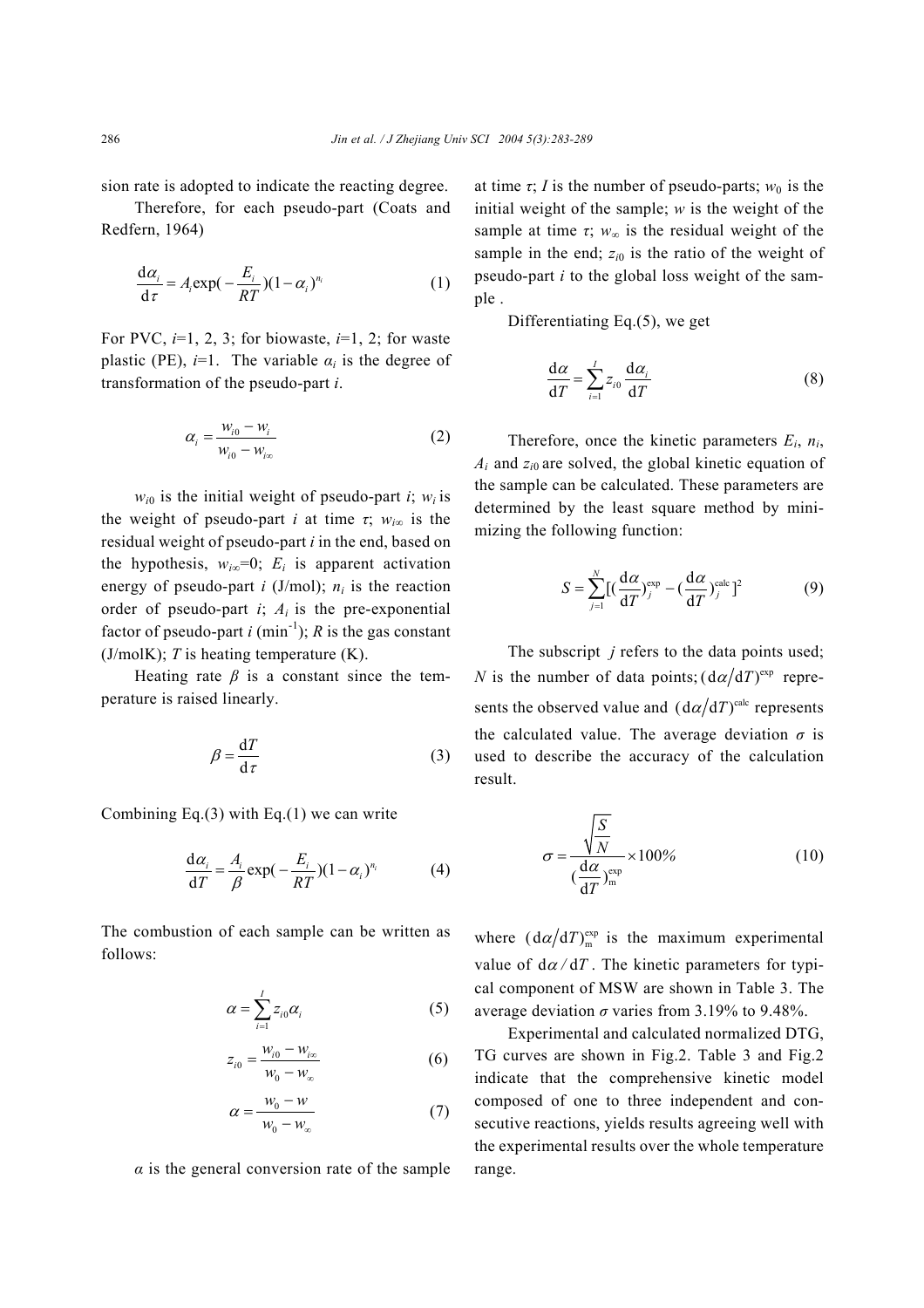sion rate is adopted to indicate the reacting degree.

Therefore, for each pseudo-part (Coats and Redfern, 1964)

$$\frac{\mathrm{d}\alpha_i}{\mathrm{d}\tau} = A_i \exp(-\frac{E_i}{RT})(1-\alpha_i)^{n_i} \tag{1}$$

For PVC, $i$=1, 2, 3; for biowaste, $i$=1, 2; for waste plastic (PE), $i$=1. The variable $\alpha_i$ is the degree of transformation of the pseudo-part $i$.

$$\alpha_i = \frac{w_{i0} - w_i}{w_{i0} - w_{i\infty}} \tag{2}$$

$w_{i0}$ is the initial weight of pseudo-part $i$; $w_i$ is the weight of pseudo-part $i$ at time $\tau$; $w_{i\infty}$ is the residual weight of pseudo-part $i$ in the end, based on the hypothesis, $w_{i\infty}$=0; $E_i$ is apparent activation energy of pseudo-part $i$ (J/mol); $n_i$ is the reaction order of pseudo-part $i$; $A_i$ is the pre-exponential factor of pseudo-part $i$ ($\mathrm{min}^{-1}$); $R$ is the gas constant (J/molK); $T$ is heating temperature (K).

Heating rate $\beta$ is a constant since the temperature is raised linearly.

$$\beta = \frac{\mathrm{d}T}{\mathrm{d}\tau} \tag{3}$$

Combining Eq.(3) with Eq.(1) we can write

$$\frac{\mathrm{d}\alpha_i}{\mathrm{d}T} = \frac{A_i}{\beta} \exp(-\frac{E_i}{RT})(1-\alpha_i)^{n_i} \tag{4}$$

The combustion of each sample can be written as follows:

$$\alpha = \sum_{i=1}^{I} z_{i0}\alpha_i \tag{5}$$

$$z_{i0} = \frac{w_{i0} - w_{i\infty}}{w_0 - w_\infty} \tag{6}$$

$$\alpha = \frac{w_0 - w}{w_0 - w_\infty} \tag{7}$$

$\alpha$ is the general conversion rate of the sample at time $\tau$; $I$ is the number of pseudo-parts; $w_0$ is the initial weight of the sample; $w$ is the weight of the sample at time $\tau$; $w_\infty$ is the residual weight of the sample in the end; $z_{i0}$ is the ratio of the weight of pseudo-part $i$ to the global loss weight of the sample .

Differentiating Eq.(5), we get

$$\frac{\mathrm{d}\alpha}{\mathrm{d}T} = \sum_{i=1}^{I} z_{i0} \frac{\mathrm{d}\alpha_i}{\mathrm{d}T} \tag{8}$$

Therefore, once the kinetic parameters $E_i$, $n_i$, $A_i$ and $z_{i0}$ are solved, the global kinetic equation of the sample can be calculated. These parameters are determined by the least square method by minimizing the following function:

$$S = \sum_{j=1}^{N} [(\frac{\mathrm{d}\alpha}{\mathrm{d}T})_j^{\mathrm{exp}} - (\frac{\mathrm{d}\alpha}{\mathrm{d}T})_j^{\mathrm{calc}}]^2 \tag{9}$$

The subscript $j$ refers to the data points used; $N$ is the number of data points; $(\mathrm{d}\alpha/\mathrm{d}T)^{\mathrm{exp}}$ represents the observed value and $(\mathrm{d}\alpha/\mathrm{d}T)^{\mathrm{calc}}$ represents the calculated value. The average deviation $\sigma$ is used to describe the accuracy of the calculation result.

$$\sigma = \frac{\sqrt{\frac{S}{N}}}{(\frac{\mathrm{d}\alpha}{\mathrm{d}T})_{\mathrm{m}}^{\mathrm{exp}}} \times 100\% \tag{10}$$

where $(\mathrm{d}\alpha/\mathrm{d}T)_{\mathrm{m}}^{\mathrm{exp}}$ is the maximum experimental value of $\mathrm{d}\alpha/\mathrm{d}T$. The kinetic parameters for typical component of MSW are shown in Table 3. The average deviation $\sigma$ varies from 3.19% to 9.48%.

Experimental and calculated normalized DTG, TG curves are shown in Fig.2. Table 3 and Fig.2 indicate that the comprehensive kinetic model composed of one to three independent and consecutive reactions, yields results agreeing well with the experimental results over the whole temperature range.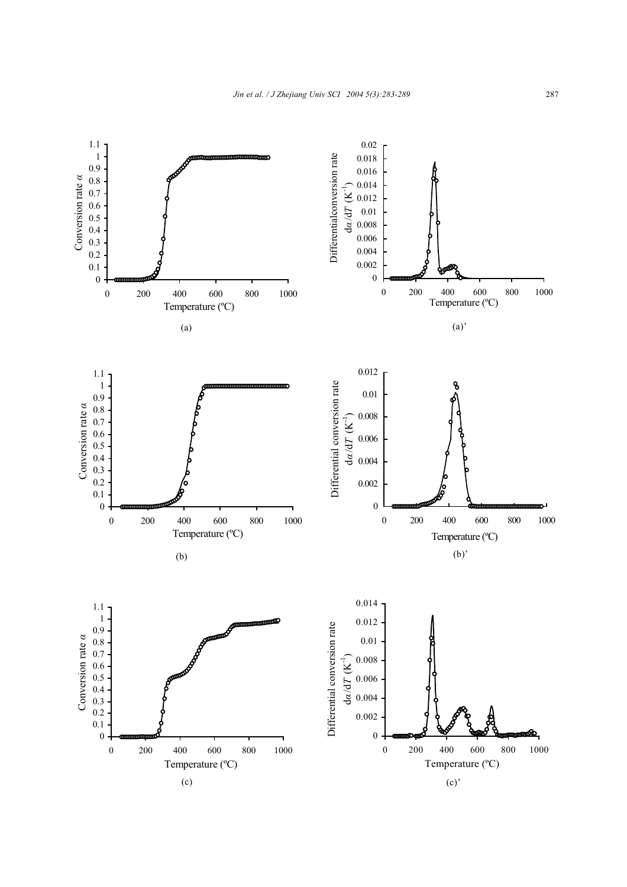1.1
1
0.9
0.8
0.7
0.6
0.5
0.4
0.3
0.2
0.1
0
0 200 400 600 800 1000
Conversion rate $\alpha$
Temperature (ºC)

(a)

0.02
0.018
0.016
0.014
0.012
0.01
0.008
0.006
0.004
0.002
0
0 200 400 600 800 1000
Differentialconversion rate
$d\alpha/dT$ ($K^{-1}$)
Temperature (ºC)

(a)'

1.1
1
0.9
0.8
0.7
0.6
0.5
0.4
0.3
0.2
0.1
0
0 200 400 600 800 1000
Conversion rate $\alpha$
Temperature (ºC)

(b)

0.012
0.01
0.008
0.006
0.004
0.002
0
0 200 400 600 800 1000
Differential conversion rate
$d\alpha/dT$ ($K^{-1}$)
Temperature (ºC)

(b)'

1.1
1
0.9
0.8
0.7
0.6
0.5
0.4
0.3
0.2
0.1
0
0 200 400 600 800 1000
Conversion rate $\alpha$
Temperature (ºC)

(c)

0.014
0.012
0.01
0.008
0.006
0.004
0.002
0
0 200 400 600 800 1000
Differential conversion rate
$d\alpha/dT$ ($K^{-1}$)
Temperature (ºC)

(c)'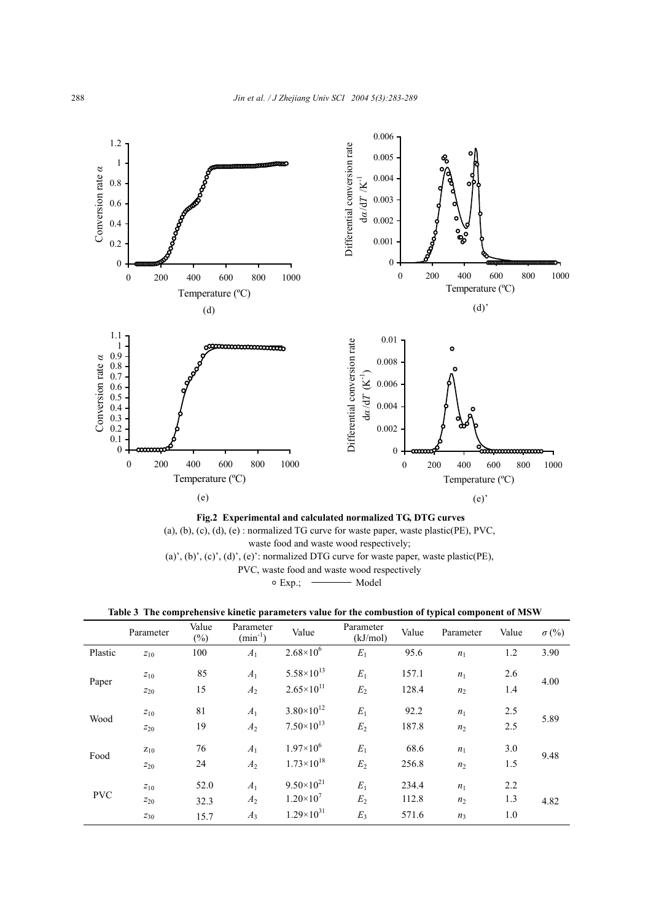Conversion rate $\alpha$

Temperature (ºC)

(d)

Differential conversion rate $d\alpha/dT$ /K$^{-1}$

Temperature (ºC)

(d)'

Conversion rate $\alpha$

Temperature (ºC)

(e)

Differential conversion rate $d\alpha/dT$ (K$^{-1}$)

Temperature (ºC)

(e)'

**Fig.2 Experimental and calculated normalized TG, DTG curves**

(a), (b), (c), (d), (e) : normalized TG curve for waste paper, waste plastic(PE), PVC, waste food and waste wood respectively;

(a)', (b)', (c)', (d)', (e)': normalized DTG curve for waste paper, waste plastic(PE), PVC, waste food and waste wood respectively

○ Exp.; ——— Model

**Table 3 The comprehensive kinetic parameters value for the combustion of typical component of MSW**

| | Parameter | Value (%) | Parameter (min$^{-1}$) | Value | Parameter (kJ/mol) | Value | Parameter | Value | $\sigma$ (%) |
|---|---|---|---|---|---|---|---|---|---|
| Plastic | $z_{10}$ | 100 | $A_1$ | $2.68\times10^{6}$ | $E_1$ | 95.6 | $n_1$ | 1.2 | 3.90 |
| Paper | $z_{10}$ | 85 | $A_1$ | $5.58\times10^{13}$ | $E_1$ | 157.1 | $n_1$ | 2.6 | 4.00 |
| | $z_{20}$ | 15 | $A_2$ | $2.65\times10^{11}$ | $E_2$ | 128.4 | $n_2$ | 1.4 | |
| Wood | $z_{10}$ | 81 | $A_1$ | $3.80\times10^{12}$ | $E_1$ | 92.2 | $n_1$ | 2.5 | 5.89 |
| | $z_{20}$ | 19 | $A_2$ | $7.50\times10^{13}$ | $E_2$ | 187.8 | $n_2$ | 2.5 | |
| Food | $z_{10}$ | 76 | $A_1$ | $1.97\times10^{6}$ | $E_1$ | 68.6 | $n_1$ | 3.0 | 9.48 |
| | $z_{20}$ | 24 | $A_2$ | $1.73\times10^{18}$ | $E_2$ | 256.8 | $n_2$ | 1.5 | |
| PVC | $z_{10}$ | 52.0 | $A_1$ | $9.50\times10^{21}$ | $E_1$ | 234.4 | $n_1$ | 2.2 | 4.82 |
| | $z_{20}$ | 32.3 | $A_2$ | $1.20\times10^{7}$ | $E_2$ | 112.8 | $n_2$ | 1.3 | |
| | $z_{30}$ | 15.7 | $A_3$ | $1.29\times10^{31}$ | $E_3$ | 571.6 | $n_3$ | 1.0 | |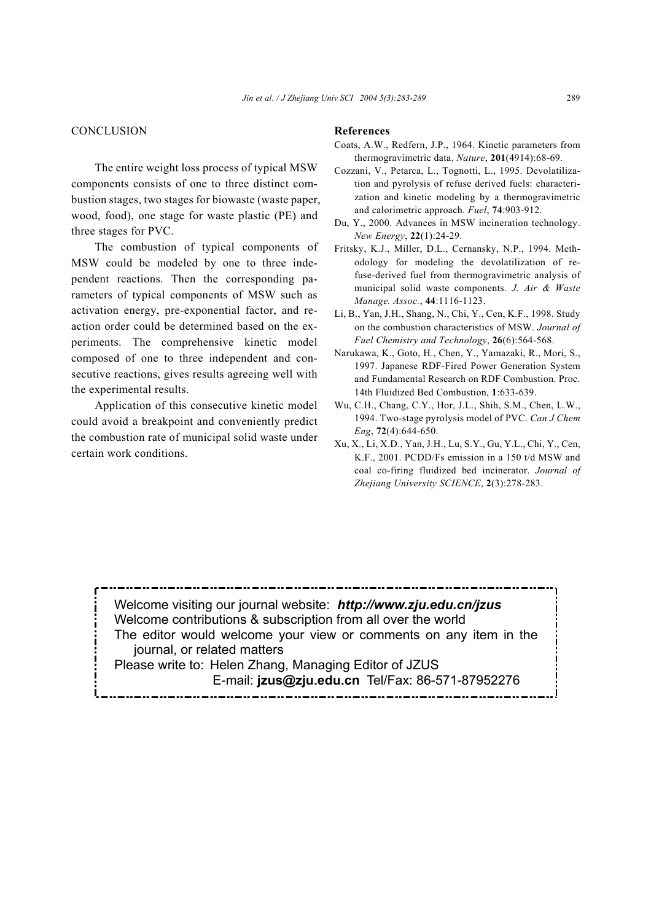## CONCLUSION

The entire weight loss process of typical MSW components consists of one to three distinct combustion stages, two stages for biowaste (waste paper, wood, food), one stage for waste plastic (PE) and three stages for PVC.

The combustion of typical components of MSW could be modeled by one to three independent reactions. Then the corresponding parameters of typical components of MSW such as activation energy, pre-exponential factor, and reaction order could be determined based on the experiments. The comprehensive kinetic model composed of one to three independent and consecutive reactions, gives results agreeing well with the experimental results.

Application of this consecutive kinetic model could avoid a breakpoint and conveniently predict the combustion rate of municipal solid waste under certain work conditions.

## References

Coats, A.W., Redfern, J.P., 1964. Kinetic parameters from thermogravimetric data. *Nature*, **201**(4914):68-69.

Cozzani, V., Petarca, L., Tognotti, L., 1995. Devolatilization and pyrolysis of refuse derived fuels: characterization and kinetic modeling by a thermogravimetric and calorimetric approach. *Fuel*, **74**:903-912.

Du, Y., 2000. Advances in MSW incineration technology. *New Energy*, **22**(1):24-29.

Fritsky, K.J., Miller, D.L., Cernansky, N.P., 1994. Methodology for modeling the devolatilization of refuse-derived fuel from thermogravimetric analysis of municipal solid waste components. *J. Air & Waste Manage. Assoc.*, **44**:1116-1123.

Li, B., Yan, J.H., Shang, N., Chi, Y., Cen, K.F., 1998. Study on the combustion characteristics of MSW. *Journal of Fuel Chemistry and Technology*, **26**(6):564-568.

Narukawa, K., Goto, H., Chen, Y., Yamazaki, R., Mori, S., 1997. Japanese RDF-Fired Power Generation System and Fundamental Research on RDF Combustion. Proc. 14th Fluidized Bed Combustion, **1**:633-639.

Wu, C.H., Chang, C.Y., Hor, J.L., Shih, S.M., Chen, L.W., 1994. Two-stage pyrolysis model of PVC. *Can J Chem Eng*, **72**(4):644-650.

Xu, X., Li, X.D., Yan, J.H., Lu, S.Y., Gu, Y.L., Chi, Y., Cen, K.F., 2001. PCDD/Fs emission in a 150 t/d MSW and coal co-firing fluidized bed incinerator. *Journal of Zhejiang University SCIENCE*, **2**(3):278-283.

Welcome visiting our journal website: ***http://www.zju.edu.cn/jzus***
Welcome contributions & subscription from all over the world
The editor would welcome your view or comments on any item in the journal, or related matters
Please write to: Helen Zhang, Managing Editor of JZUS
E-mail: **jzus@zju.edu.cn** Tel/Fax: 86-571-87952276